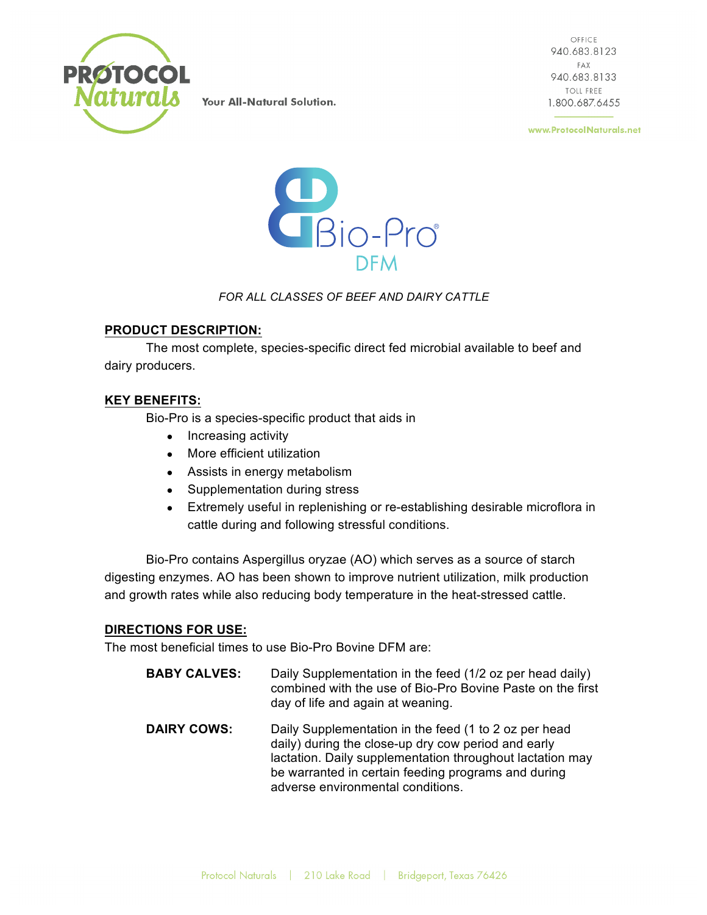PROTOCOL Naturals

Your All-Natural Solution.

OFFICE
940.683.8123
FAX
940.683.8133
TOLL FREE
1.800.687.6455

www.ProtocolNaturals.net

# Bio-Pro® DFM

*FOR ALL CLASSES OF BEEF AND DAIRY CATTLE*

## PRODUCT DESCRIPTION:

The most complete, species-specific direct fed microbial available to beef and dairy producers.

## KEY BENEFITS:

Bio-Pro is a species-specific product that aids in

- Increasing activity
- More efficient utilization
- Assists in energy metabolism
- Supplementation during stress
- Extremely useful in replenishing or re-establishing desirable microflora in cattle during and following stressful conditions.

Bio-Pro contains Aspergillus oryzae (AO) which serves as a source of starch digesting enzymes. AO has been shown to improve nutrient utilization, milk production and growth rates while also reducing body temperature in the heat-stressed cattle.

## DIRECTIONS FOR USE:

The most beneficial times to use Bio-Pro Bovine DFM are:

**BABY CALVES:** Daily Supplementation in the feed (1/2 oz per head daily) combined with the use of Bio-Pro Bovine Paste on the first day of life and again at weaning.

**DAIRY COWS:** Daily Supplementation in the feed (1 to 2 oz per head daily) during the close-up dry cow period and early lactation. Daily supplementation throughout lactation may be warranted in certain feeding programs and during adverse environmental conditions.

Protocol Naturals | 210 Lake Road | Bridgeport, Texas 76426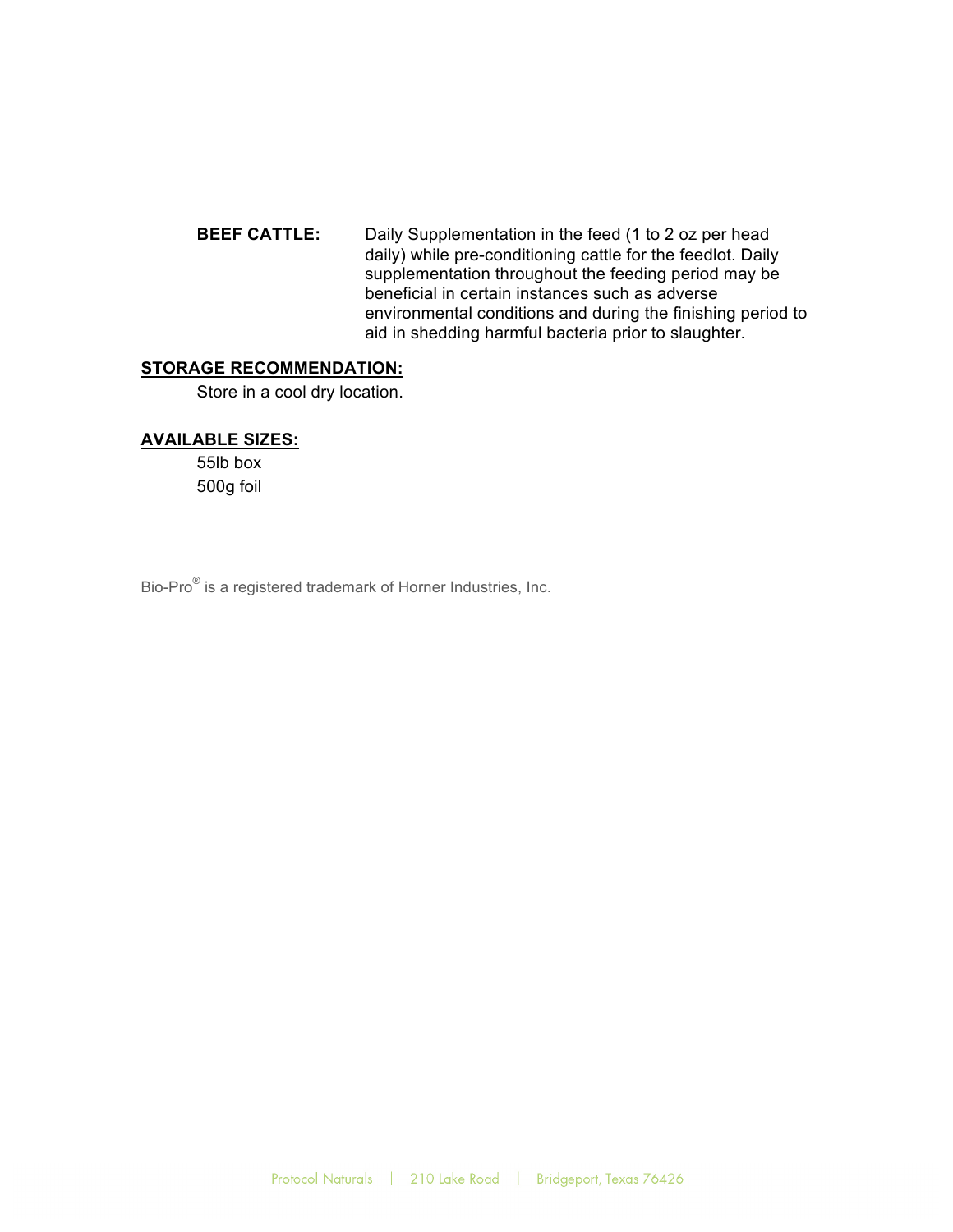**BEEF CATTLE:** Daily Supplementation in the feed (1 to 2 oz per head daily) while pre-conditioning cattle for the feedlot. Daily supplementation throughout the feeding period may be beneficial in certain instances such as adverse environmental conditions and during the finishing period to aid in shedding harmful bacteria prior to slaughter.

**STORAGE RECOMMENDATION:**

Store in a cool dry location.

**AVAILABLE SIZES:**

55lb box
500g foil

Bio-Pro® is a registered trademark of Horner Industries, Inc.

Protocol Naturals | 210 Lake Road | Bridgeport, Texas 76426